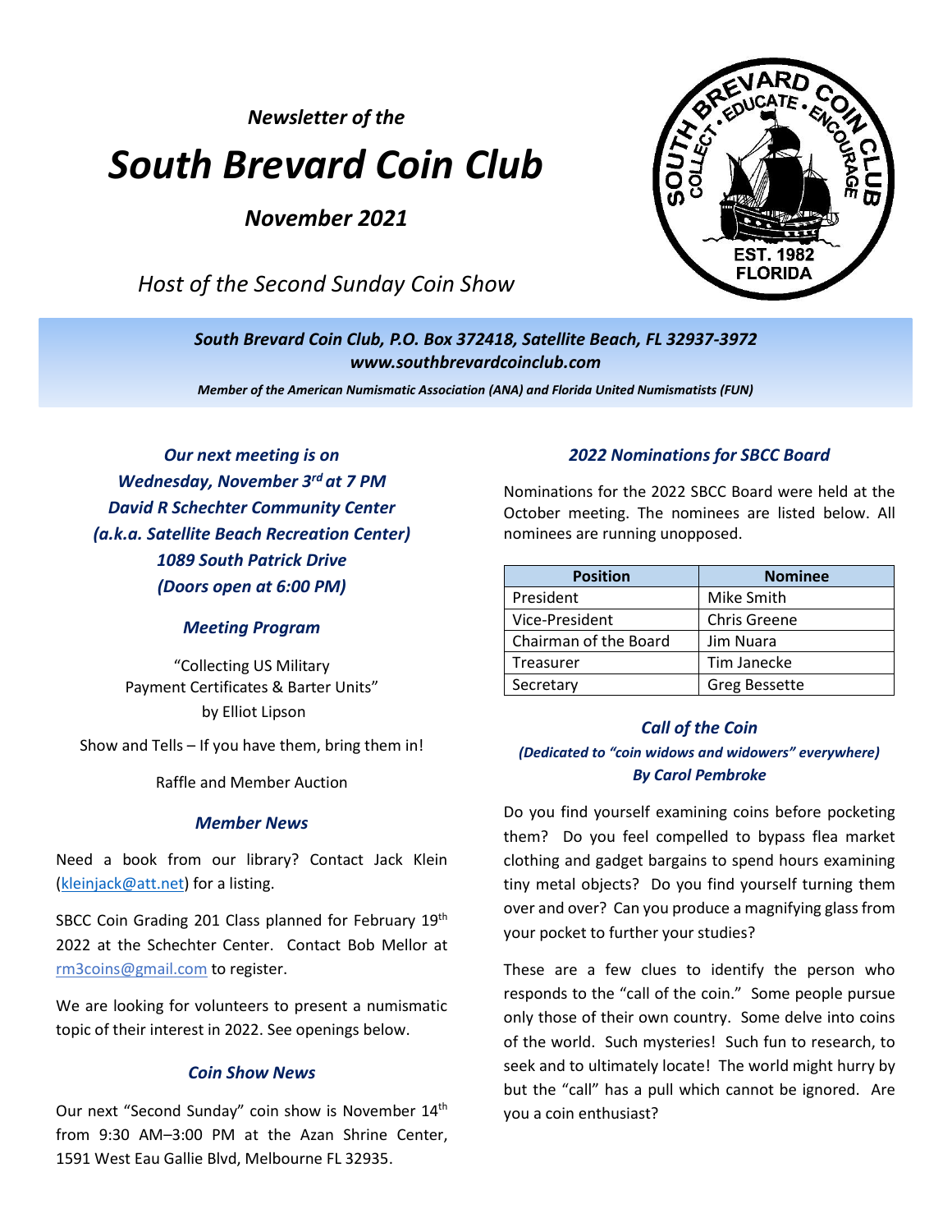*Newsletter of the*

# *South Brevard Coin Club*

***November 2021***

*Host of the Second Sunday Coin Show*

***South Brevard Coin Club, P.O. Box 372418, Satellite Beach, FL 32937-3972***
***www.southbrevardcoinclub.com***

***Member of the American Numismatic Association (ANA) and Florida United Numismatists (FUN)***

***Our next meeting is on***
***Wednesday, November 3rd at 7 PM***
***David R Schechter Community Center***
***(a.k.a. Satellite Beach Recreation Center)***
***1089 South Patrick Drive***
***(Doors open at 6:00 PM)***

### *Meeting Program*

"Collecting US Military Payment Certificates & Barter Units"
by Elliot Lipson

Show and Tells – If you have them, bring them in!

Raffle and Member Auction

### *Member News*

Need a book from our library? Contact Jack Klein (kleinjack@att.net) for a listing.

SBCC Coin Grading 201 Class planned for February 19th 2022 at the Schechter Center. Contact Bob Mellor at rm3coins@gmail.com to register.

We are looking for volunteers to present a numismatic topic of their interest in 2022. See openings below.

### *Coin Show News*

Our next "Second Sunday" coin show is November 14th from 9:30 AM–3:00 PM at the Azan Shrine Center, 1591 West Eau Gallie Blvd, Melbourne FL 32935.

### *2022 Nominations for SBCC Board*

Nominations for the 2022 SBCC Board were held at the October meeting. The nominees are listed below. All nominees are running unopposed.

| Position | Nominee |
|---|---|
| President | Mike Smith |
| Vice-President | Chris Greene |
| Chairman of the Board | Jim Nuara |
| Treasurer | Tim Janecke |
| Secretary | Greg Bessette |

### *Call of the Coin*

***(Dedicated to "coin widows and widowers" everywhere)***
***By Carol Pembroke***

Do you find yourself examining coins before pocketing them? Do you feel compelled to bypass flea market clothing and gadget bargains to spend hours examining tiny metal objects? Do you find yourself turning them over and over? Can you produce a magnifying glass from your pocket to further your studies?

These are a few clues to identify the person who responds to the "call of the coin." Some people pursue only those of their own country. Some delve into coins of the world. Such mysteries! Such fun to research, to seek and to ultimately locate! The world might hurry by but the "call" has a pull which cannot be ignored. Are you a coin enthusiast?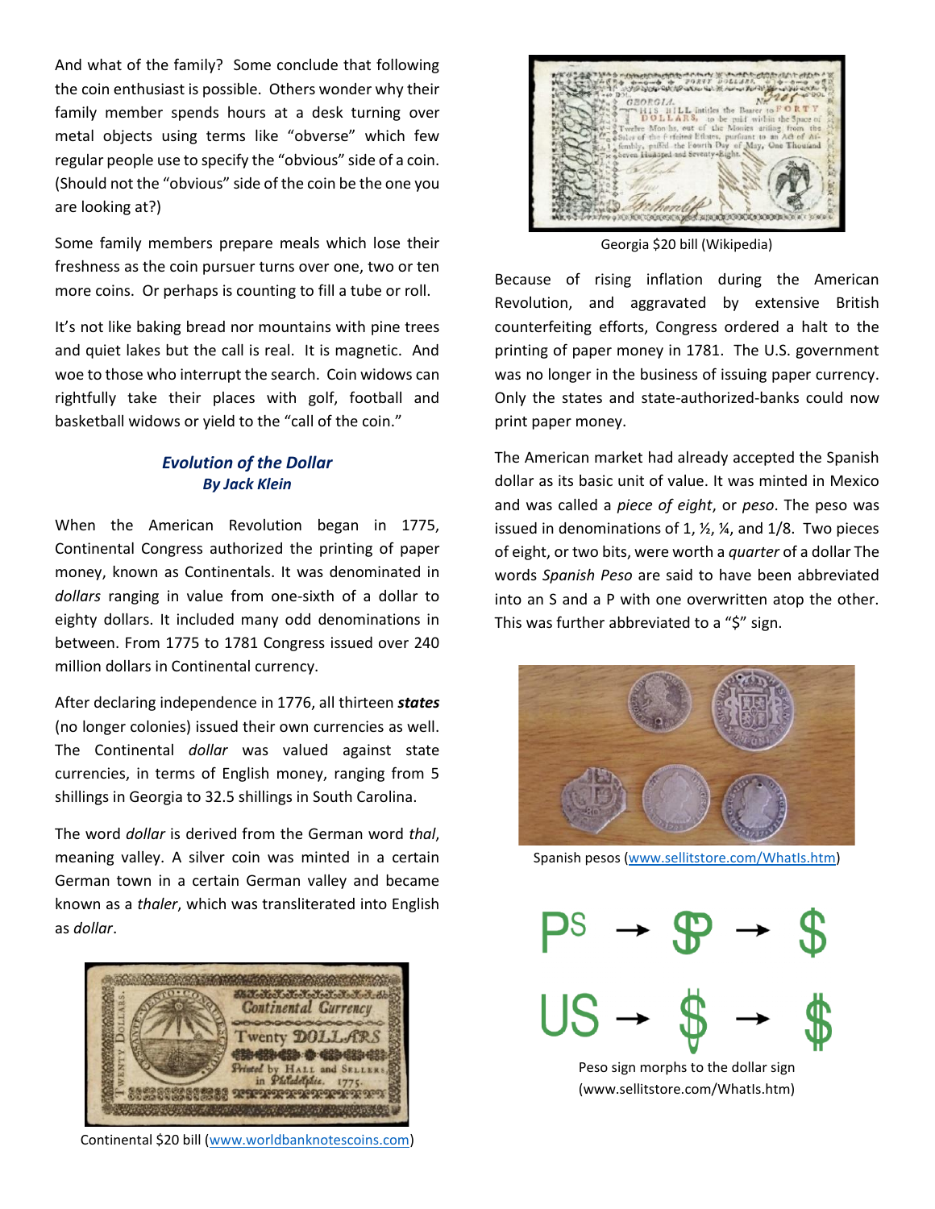And what of the family? Some conclude that following the coin enthusiast is possible. Others wonder why their family member spends hours at a desk turning over metal objects using terms like "obverse" which few regular people use to specify the "obvious" side of a coin. (Should not the "obvious" side of the coin be the one you are looking at?)

Some family members prepare meals which lose their freshness as the coin pursuer turns over one, two or ten more coins. Or perhaps is counting to fill a tube or roll.

It's not like baking bread nor mountains with pine trees and quiet lakes but the call is real. It is magnetic. And woe to those who interrupt the search. Coin widows can rightfully take their places with golf, football and basketball widows or yield to the "call of the coin."

### *Evolution of the Dollar*
***By Jack Klein***

When the American Revolution began in 1775, Continental Congress authorized the printing of paper money, known as Continentals. It was denominated in *dollars* ranging in value from one-sixth of a dollar to eighty dollars. It included many odd denominations in between. From 1775 to 1781 Congress issued over 240 million dollars in Continental currency.

After declaring independence in 1776, all thirteen ***states*** (no longer colonies) issued their own currencies as well. The Continental *dollar* was valued against state currencies, in terms of English money, ranging from 5 shillings in Georgia to 32.5 shillings in South Carolina.

The word *dollar* is derived from the German word *thal*, meaning valley. A silver coin was minted in a certain German town in a certain German valley and became known as a *thaler*, which was transliterated into English as *dollar*.

Continental $20 bill (www.worldbanknotescoins.com)

Georgia $20 bill (Wikipedia)

Because of rising inflation during the American Revolution, and aggravated by extensive British counterfeiting efforts, Congress ordered a halt to the printing of paper money in 1781. The U.S. government was no longer in the business of issuing paper currency. Only the states and state-authorized-banks could now print paper money.

The American market had already accepted the Spanish dollar as its basic unit of value. It was minted in Mexico and was called a *piece of eight*, or *peso*. The peso was issued in denominations of 1, ½, ¼, and 1/8. Two pieces of eight, or two bits, were worth a *quarter* of a dollar The words *Spanish Peso* are said to have been abbreviated into an S and a P with one overwritten atop the other. This was further abbreviated to a "$" sign.

Spanish pesos (www.sellitstore.com/WhatIs.htm)

Peso sign morphs to the dollar sign (www.sellitstore.com/WhatIs.htm)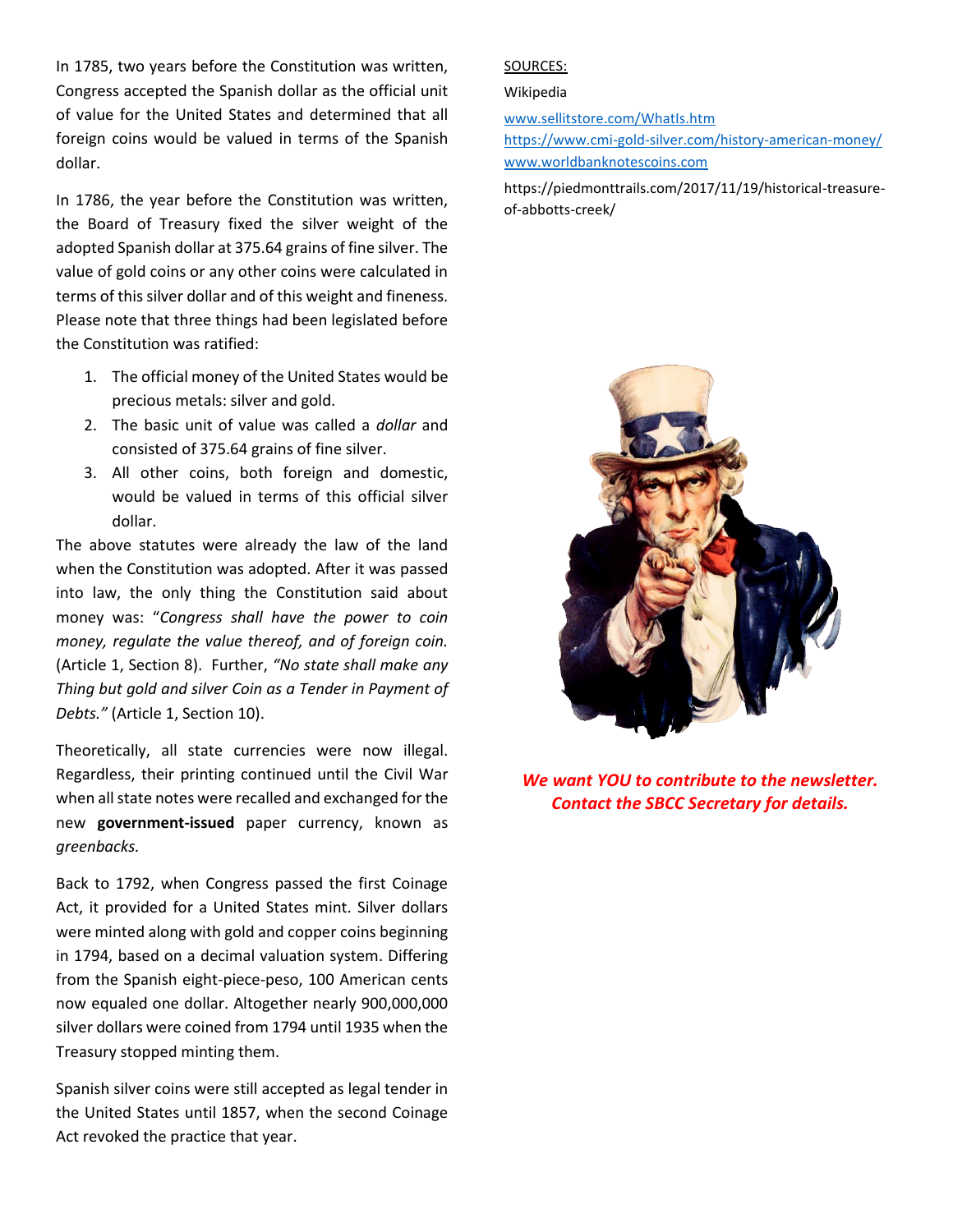In 1785, two years before the Constitution was written, Congress accepted the Spanish dollar as the official unit of value for the United States and determined that all foreign coins would be valued in terms of the Spanish dollar.

In 1786, the year before the Constitution was written, the Board of Treasury fixed the silver weight of the adopted Spanish dollar at 375.64 grains of fine silver. The value of gold coins or any other coins were calculated in terms of this silver dollar and of this weight and fineness. Please note that three things had been legislated before the Constitution was ratified:

1. The official money of the United States would be precious metals: silver and gold.
2. The basic unit of value was called a *dollar* and consisted of 375.64 grains of fine silver.
3. All other coins, both foreign and domestic, would be valued in terms of this official silver dollar.

The above statutes were already the law of the land when the Constitution was adopted. After it was passed into law, the only thing the Constitution said about money was: "*Congress shall have the power to coin money, regulate the value thereof, and of foreign coin.* (Article 1, Section 8). Further, *"No state shall make any Thing but gold and silver Coin as a Tender in Payment of Debts."* (Article 1, Section 10).

Theoretically, all state currencies were now illegal. Regardless, their printing continued until the Civil War when all state notes were recalled and exchanged for the new **government-issued** paper currency, known as *greenbacks.*

Back to 1792, when Congress passed the first Coinage Act, it provided for a United States mint. Silver dollars were minted along with gold and copper coins beginning in 1794, based on a decimal valuation system. Differing from the Spanish eight-piece-peso, 100 American cents now equaled one dollar. Altogether nearly 900,000,000 silver dollars were coined from 1794 until 1935 when the Treasury stopped minting them.

Spanish silver coins were still accepted as legal tender in the United States until 1857, when the second Coinage Act revoked the practice that year.

SOURCES:

Wikipedia

www.sellitstore.com/WhatIs.htm
https://www.cmi-gold-silver.com/history-american-money/
www.worldbanknotescoins.com

https://piedmonttrails.com/2017/11/19/historical-treasure-of-abbotts-creek/

***We want YOU to contribute to the newsletter. Contact the SBCC Secretary for details.***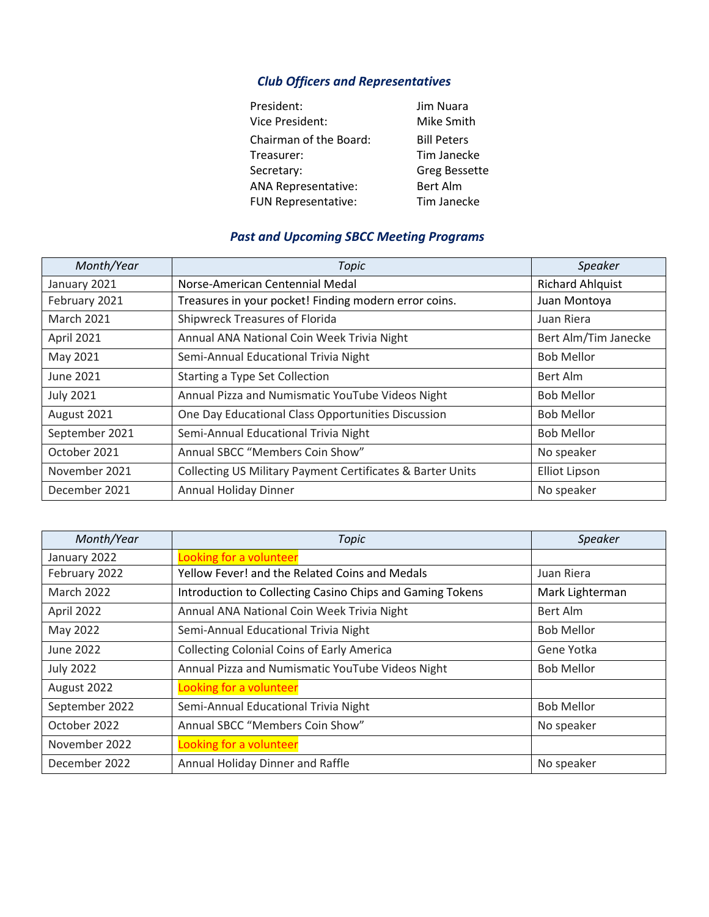## *Club Officers and Representatives*

| | |
|---|---|
| President: | Jim Nuara |
| Vice President: | Mike Smith |
| Chairman of the Board: | Bill Peters |
| Treasurer: | Tim Janecke |
| Secretary: | Greg Bessette |
| ANA Representative: | Bert Alm |
| FUN Representative: | Tim Janecke |

## *Past and Upcoming SBCC Meeting Programs*

| *Month/Year* | *Topic* | *Speaker* |
|---|---|---|
| January 2021 | Norse-American Centennial Medal | Richard Ahlquist |
| February 2021 | Treasures in your pocket! Finding modern error coins. | Juan Montoya |
| March 2021 | Shipwreck Treasures of Florida | Juan Riera |
| April 2021 | Annual ANA National Coin Week Trivia Night | Bert Alm/Tim Janecke |
| May 2021 | Semi-Annual Educational Trivia Night | Bob Mellor |
| June 2021 | Starting a Type Set Collection | Bert Alm |
| July 2021 | Annual Pizza and Numismatic YouTube Videos Night | Bob Mellor |
| August 2021 | One Day Educational Class Opportunities Discussion | Bob Mellor |
| September 2021 | Semi-Annual Educational Trivia Night | Bob Mellor |
| October 2021 | Annual SBCC "Members Coin Show" | No speaker |
| November 2021 | Collecting US Military Payment Certificates & Barter Units | Elliot Lipson |
| December 2021 | Annual Holiday Dinner | No speaker |

| *Month/Year* | *Topic* | *Speaker* |
|---|---|---|
| January 2022 | Looking for a volunteer | |
| February 2022 | Yellow Fever! and the Related Coins and Medals | Juan Riera |
| March 2022 | Introduction to Collecting Casino Chips and Gaming Tokens | Mark Lighterman |
| April 2022 | Annual ANA National Coin Week Trivia Night | Bert Alm |
| May 2022 | Semi-Annual Educational Trivia Night | Bob Mellor |
| June 2022 | Collecting Colonial Coins of Early America | Gene Yotka |
| July 2022 | Annual Pizza and Numismatic YouTube Videos Night | Bob Mellor |
| August 2022 | Looking for a volunteer | |
| September 2022 | Semi-Annual Educational Trivia Night | Bob Mellor |
| October 2022 | Annual SBCC "Members Coin Show" | No speaker |
| November 2022 | Looking for a volunteer | |
| December 2022 | Annual Holiday Dinner and Raffle | No speaker |